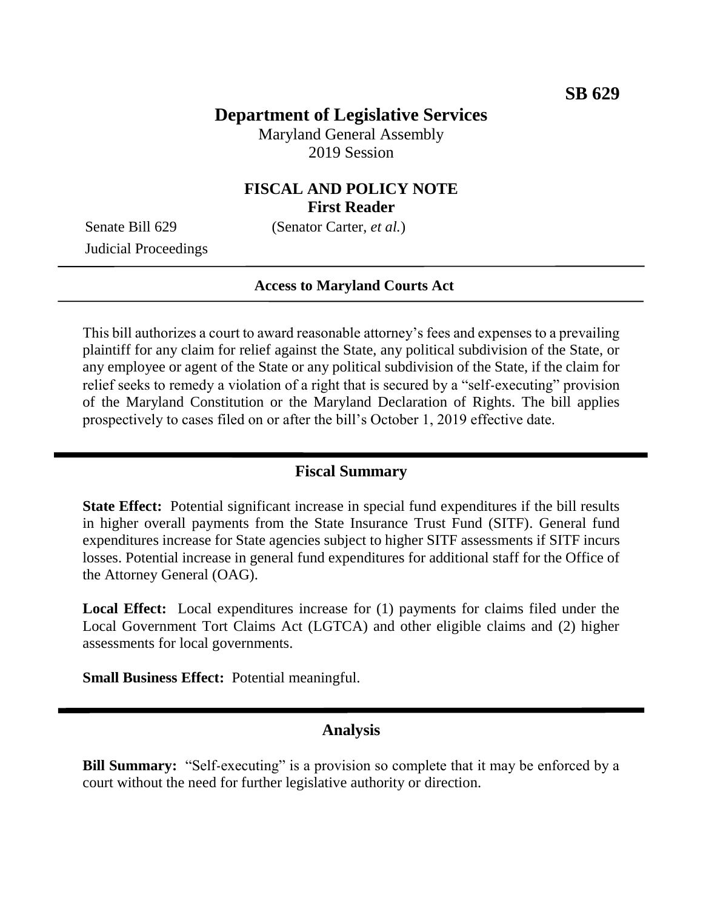**SB 629**

# Department of Legislative Services

Maryland General Assembly
2019 Session

## FISCAL AND POLICY NOTE
**First Reader**

Senate Bill 629 (Senator Carter, *et al.*)
Judicial Proceedings

---

**Access to Maryland Courts Act**

---

This bill authorizes a court to award reasonable attorney's fees and expenses to a prevailing plaintiff for any claim for relief against the State, any political subdivision of the State, or any employee or agent of the State or any political subdivision of the State, if the claim for relief seeks to remedy a violation of a right that is secured by a "self-executing" provision of the Maryland Constitution or the Maryland Declaration of Rights. The bill applies prospectively to cases filed on or after the bill's October 1, 2019 effective date.

---

## Fiscal Summary

**State Effect:** Potential significant increase in special fund expenditures if the bill results in higher overall payments from the State Insurance Trust Fund (SITF). General fund expenditures increase for State agencies subject to higher SITF assessments if SITF incurs losses. Potential increase in general fund expenditures for additional staff for the Office of the Attorney General (OAG).

**Local Effect:** Local expenditures increase for (1) payments for claims filed under the Local Government Tort Claims Act (LGTCA) and other eligible claims and (2) higher assessments for local governments.

**Small Business Effect:** Potential meaningful.

---

## Analysis

**Bill Summary:** "Self-executing" is a provision so complete that it may be enforced by a court without the need for further legislative authority or direction.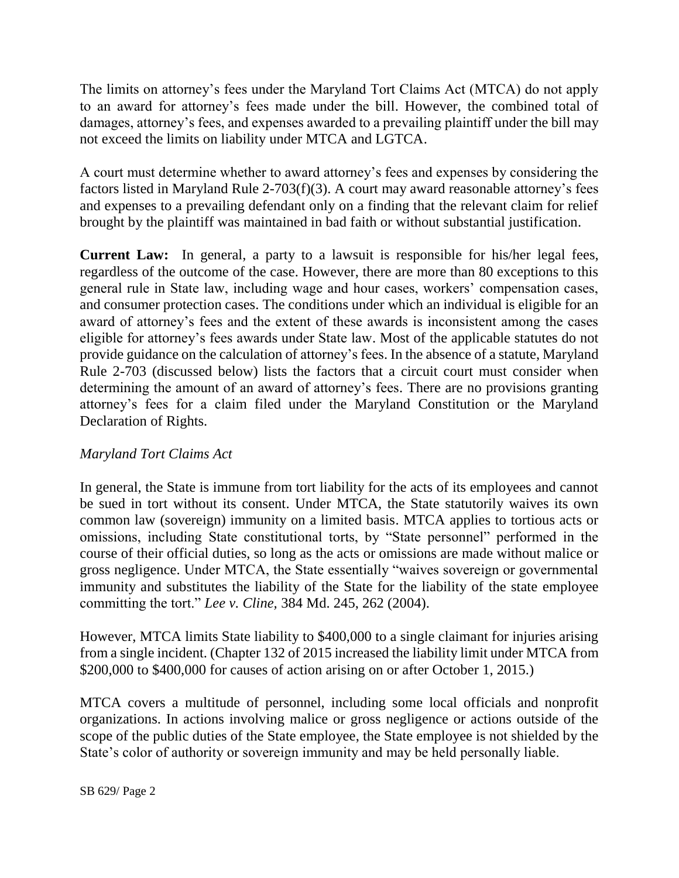The limits on attorney's fees under the Maryland Tort Claims Act (MTCA) do not apply to an award for attorney's fees made under the bill. However, the combined total of damages, attorney's fees, and expenses awarded to a prevailing plaintiff under the bill may not exceed the limits on liability under MTCA and LGTCA.

A court must determine whether to award attorney's fees and expenses by considering the factors listed in Maryland Rule 2-703(f)(3). A court may award reasonable attorney's fees and expenses to a prevailing defendant only on a finding that the relevant claim for relief brought by the plaintiff was maintained in bad faith or without substantial justification.

**Current Law:** In general, a party to a lawsuit is responsible for his/her legal fees, regardless of the outcome of the case. However, there are more than 80 exceptions to this general rule in State law, including wage and hour cases, workers' compensation cases, and consumer protection cases. The conditions under which an individual is eligible for an award of attorney's fees and the extent of these awards is inconsistent among the cases eligible for attorney's fees awards under State law. Most of the applicable statutes do not provide guidance on the calculation of attorney's fees. In the absence of a statute, Maryland Rule 2-703 (discussed below) lists the factors that a circuit court must consider when determining the amount of an award of attorney's fees. There are no provisions granting attorney's fees for a claim filed under the Maryland Constitution or the Maryland Declaration of Rights.

*Maryland Tort Claims Act*

In general, the State is immune from tort liability for the acts of its employees and cannot be sued in tort without its consent. Under MTCA, the State statutorily waives its own common law (sovereign) immunity on a limited basis. MTCA applies to tortious acts or omissions, including State constitutional torts, by "State personnel" performed in the course of their official duties, so long as the acts or omissions are made without malice or gross negligence. Under MTCA, the State essentially "waives sovereign or governmental immunity and substitutes the liability of the State for the liability of the state employee committing the tort." *Lee v. Cline,* 384 Md. 245, 262 (2004).

However, MTCA limits State liability to $400,000 to a single claimant for injuries arising from a single incident. (Chapter 132 of 2015 increased the liability limit under MTCA from $200,000 to $400,000 for causes of action arising on or after October 1, 2015.)

MTCA covers a multitude of personnel, including some local officials and nonprofit organizations. In actions involving malice or gross negligence or actions outside of the scope of the public duties of the State employee, the State employee is not shielded by the State's color of authority or sovereign immunity and may be held personally liable.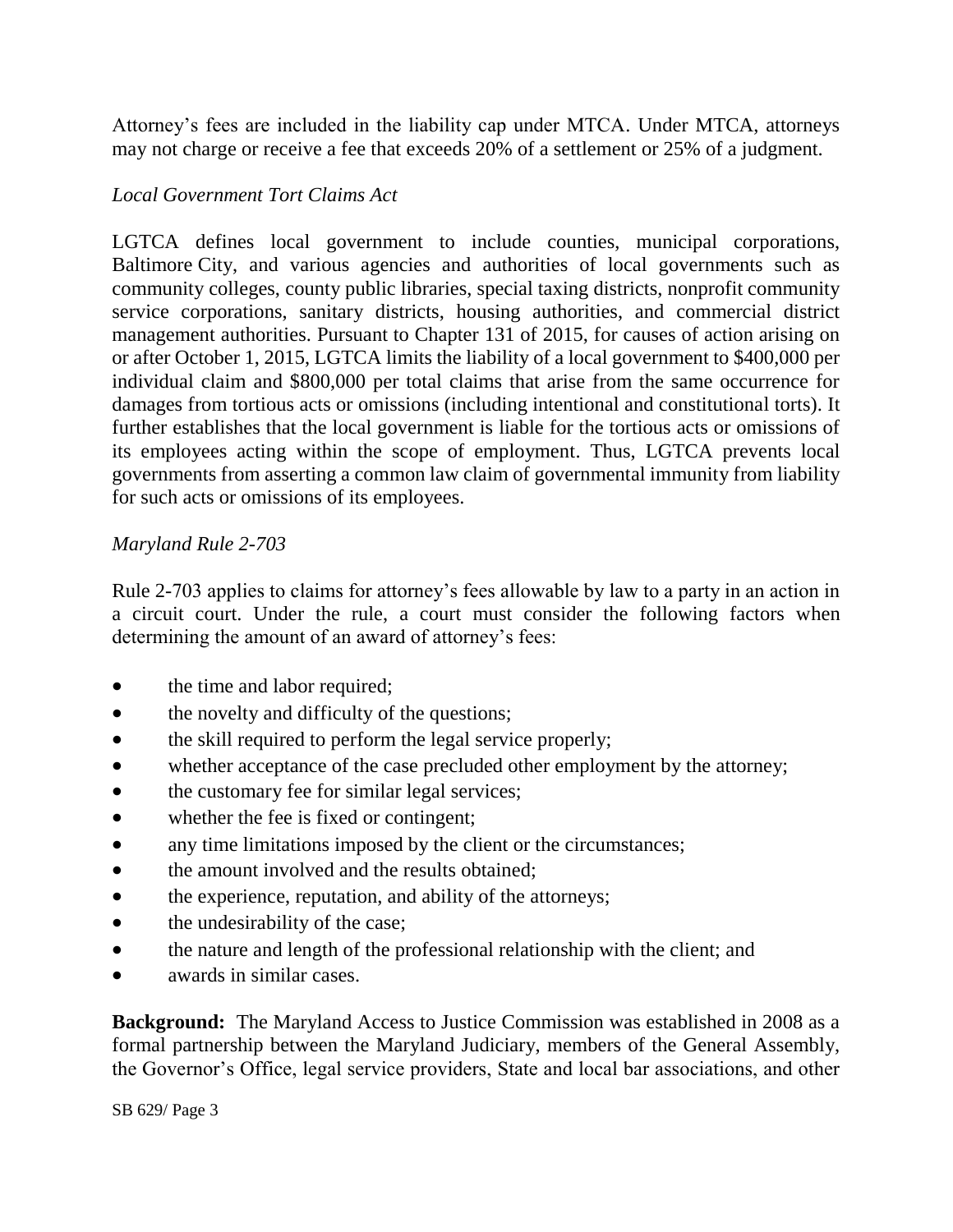Attorney's fees are included in the liability cap under MTCA. Under MTCA, attorneys may not charge or receive a fee that exceeds 20% of a settlement or 25% of a judgment.

*Local Government Tort Claims Act*

LGTCA defines local government to include counties, municipal corporations, Baltimore City, and various agencies and authorities of local governments such as community colleges, county public libraries, special taxing districts, nonprofit community service corporations, sanitary districts, housing authorities, and commercial district management authorities. Pursuant to Chapter 131 of 2015, for causes of action arising on or after October 1, 2015, LGTCA limits the liability of a local government to $400,000 per individual claim and $800,000 per total claims that arise from the same occurrence for damages from tortious acts or omissions (including intentional and constitutional torts). It further establishes that the local government is liable for the tortious acts or omissions of its employees acting within the scope of employment. Thus, LGTCA prevents local governments from asserting a common law claim of governmental immunity from liability for such acts or omissions of its employees.

*Maryland Rule 2-703*

Rule 2-703 applies to claims for attorney's fees allowable by law to a party in an action in a circuit court. Under the rule, a court must consider the following factors when determining the amount of an award of attorney's fees:

- the time and labor required;
- the novelty and difficulty of the questions;
- the skill required to perform the legal service properly;
- whether acceptance of the case precluded other employment by the attorney;
- the customary fee for similar legal services;
- whether the fee is fixed or contingent;
- any time limitations imposed by the client or the circumstances;
- the amount involved and the results obtained;
- the experience, reputation, and ability of the attorneys;
- the undesirability of the case;
- the nature and length of the professional relationship with the client; and
- awards in similar cases.

**Background:** The Maryland Access to Justice Commission was established in 2008 as a formal partnership between the Maryland Judiciary, members of the General Assembly, the Governor's Office, legal service providers, State and local bar associations, and other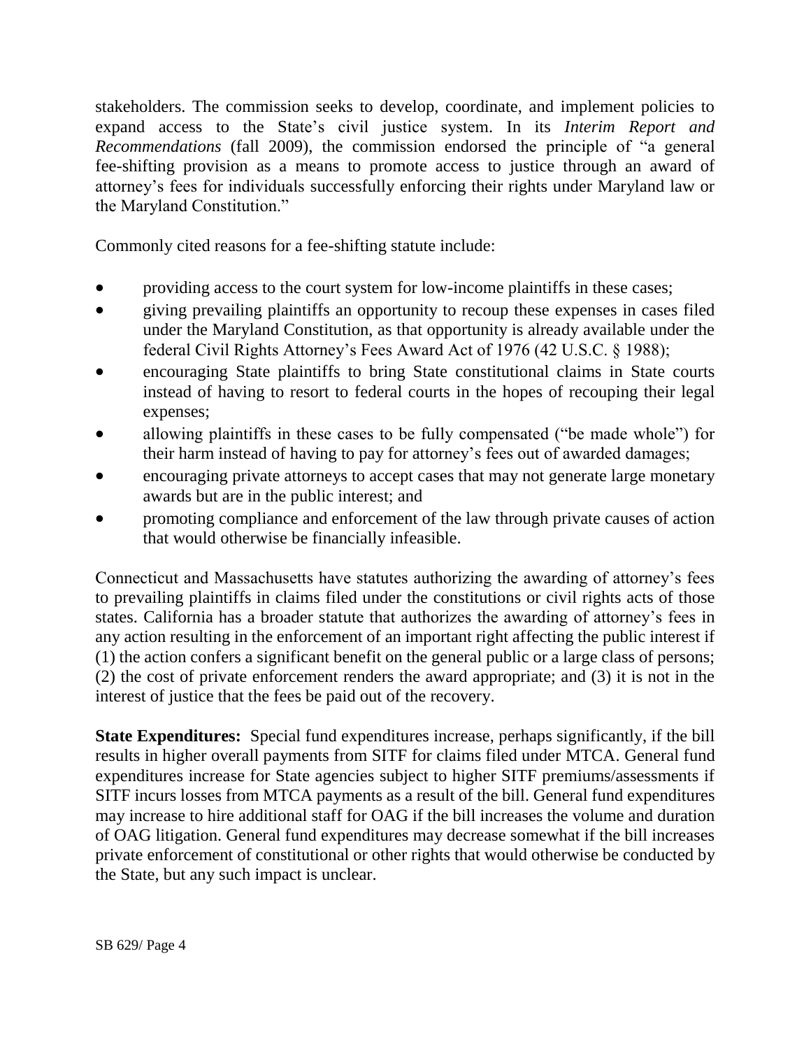stakeholders. The commission seeks to develop, coordinate, and implement policies to expand access to the State's civil justice system. In its *Interim Report and Recommendations* (fall 2009), the commission endorsed the principle of "a general fee-shifting provision as a means to promote access to justice through an award of attorney's fees for individuals successfully enforcing their rights under Maryland law or the Maryland Constitution."

Commonly cited reasons for a fee-shifting statute include:

- providing access to the court system for low-income plaintiffs in these cases;
- giving prevailing plaintiffs an opportunity to recoup these expenses in cases filed under the Maryland Constitution, as that opportunity is already available under the federal Civil Rights Attorney's Fees Award Act of 1976 (42 U.S.C. § 1988);
- encouraging State plaintiffs to bring State constitutional claims in State courts instead of having to resort to federal courts in the hopes of recouping their legal expenses;
- allowing plaintiffs in these cases to be fully compensated ("be made whole") for their harm instead of having to pay for attorney's fees out of awarded damages;
- encouraging private attorneys to accept cases that may not generate large monetary awards but are in the public interest; and
- promoting compliance and enforcement of the law through private causes of action that would otherwise be financially infeasible.

Connecticut and Massachusetts have statutes authorizing the awarding of attorney's fees to prevailing plaintiffs in claims filed under the constitutions or civil rights acts of those states. California has a broader statute that authorizes the awarding of attorney's fees in any action resulting in the enforcement of an important right affecting the public interest if (1) the action confers a significant benefit on the general public or a large class of persons; (2) the cost of private enforcement renders the award appropriate; and (3) it is not in the interest of justice that the fees be paid out of the recovery.

**State Expenditures:** Special fund expenditures increase, perhaps significantly, if the bill results in higher overall payments from SITF for claims filed under MTCA. General fund expenditures increase for State agencies subject to higher SITF premiums/assessments if SITF incurs losses from MTCA payments as a result of the bill. General fund expenditures may increase to hire additional staff for OAG if the bill increases the volume and duration of OAG litigation. General fund expenditures may decrease somewhat if the bill increases private enforcement of constitutional or other rights that would otherwise be conducted by the State, but any such impact is unclear.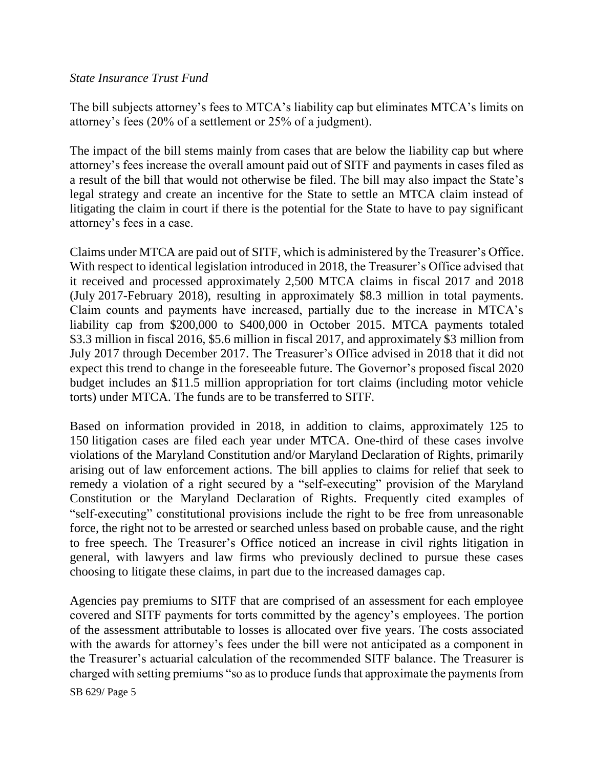*State Insurance Trust Fund*

The bill subjects attorney's fees to MTCA's liability cap but eliminates MTCA's limits on attorney's fees (20% of a settlement or 25% of a judgment).

The impact of the bill stems mainly from cases that are below the liability cap but where attorney's fees increase the overall amount paid out of SITF and payments in cases filed as a result of the bill that would not otherwise be filed. The bill may also impact the State's legal strategy and create an incentive for the State to settle an MTCA claim instead of litigating the claim in court if there is the potential for the State to have to pay significant attorney's fees in a case.

Claims under MTCA are paid out of SITF, which is administered by the Treasurer's Office. With respect to identical legislation introduced in 2018, the Treasurer's Office advised that it received and processed approximately 2,500 MTCA claims in fiscal 2017 and 2018 (July 2017-February 2018), resulting in approximately $8.3 million in total payments. Claim counts and payments have increased, partially due to the increase in MTCA's liability cap from $200,000 to $400,000 in October 2015. MTCA payments totaled $3.3 million in fiscal 2016, $5.6 million in fiscal 2017, and approximately $3 million from July 2017 through December 2017. The Treasurer's Office advised in 2018 that it did not expect this trend to change in the foreseeable future. The Governor's proposed fiscal 2020 budget includes an $11.5 million appropriation for tort claims (including motor vehicle torts) under MTCA. The funds are to be transferred to SITF.

Based on information provided in 2018, in addition to claims, approximately 125 to 150 litigation cases are filed each year under MTCA. One-third of these cases involve violations of the Maryland Constitution and/or Maryland Declaration of Rights, primarily arising out of law enforcement actions. The bill applies to claims for relief that seek to remedy a violation of a right secured by a "self-executing" provision of the Maryland Constitution or the Maryland Declaration of Rights. Frequently cited examples of "self-executing" constitutional provisions include the right to be free from unreasonable force, the right not to be arrested or searched unless based on probable cause, and the right to free speech. The Treasurer's Office noticed an increase in civil rights litigation in general, with lawyers and law firms who previously declined to pursue these cases choosing to litigate these claims, in part due to the increased damages cap.

Agencies pay premiums to SITF that are comprised of an assessment for each employee covered and SITF payments for torts committed by the agency's employees. The portion of the assessment attributable to losses is allocated over five years. The costs associated with the awards for attorney's fees under the bill were not anticipated as a component in the Treasurer's actuarial calculation of the recommended SITF balance. The Treasurer is charged with setting premiums "so as to produce funds that approximate the payments from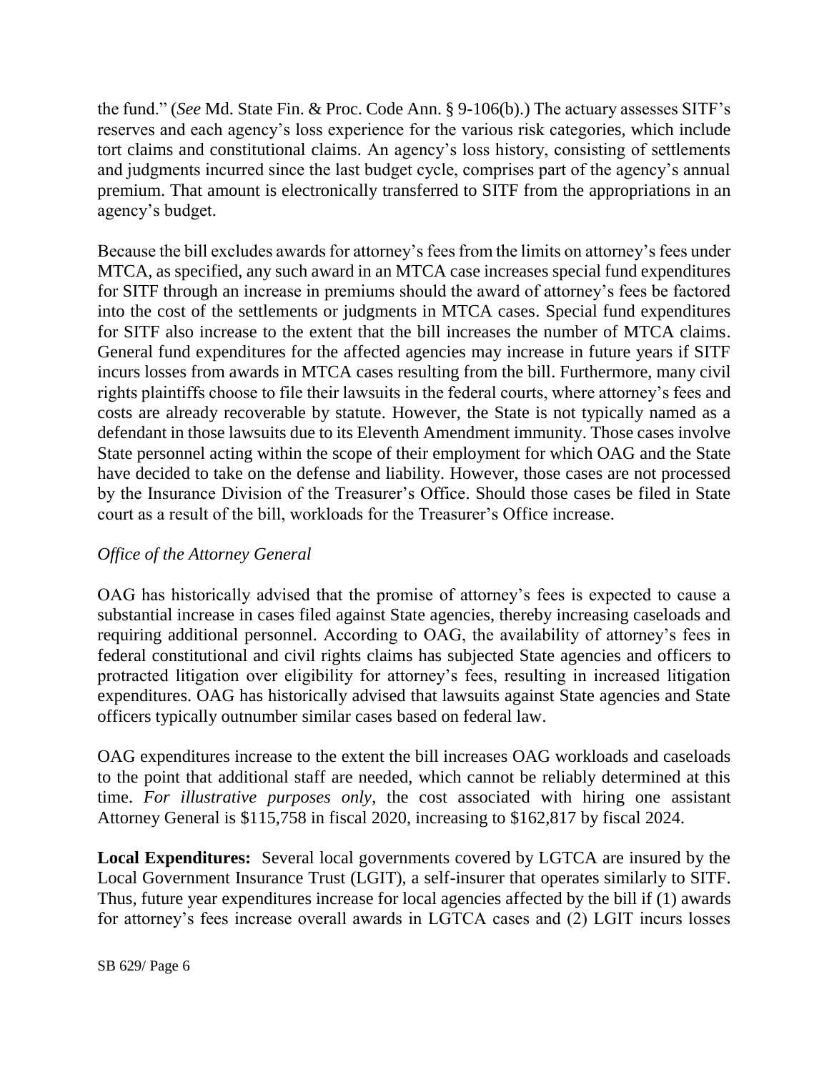the fund." (*See* Md. State Fin. & Proc. Code Ann. § 9-106(b).) The actuary assesses SITF's reserves and each agency's loss experience for the various risk categories, which include tort claims and constitutional claims. An agency's loss history, consisting of settlements and judgments incurred since the last budget cycle, comprises part of the agency's annual premium. That amount is electronically transferred to SITF from the appropriations in an agency's budget.

Because the bill excludes awards for attorney's fees from the limits on attorney's fees under MTCA, as specified, any such award in an MTCA case increases special fund expenditures for SITF through an increase in premiums should the award of attorney's fees be factored into the cost of the settlements or judgments in MTCA cases. Special fund expenditures for SITF also increase to the extent that the bill increases the number of MTCA claims. General fund expenditures for the affected agencies may increase in future years if SITF incurs losses from awards in MTCA cases resulting from the bill. Furthermore, many civil rights plaintiffs choose to file their lawsuits in the federal courts, where attorney's fees and costs are already recoverable by statute. However, the State is not typically named as a defendant in those lawsuits due to its Eleventh Amendment immunity. Those cases involve State personnel acting within the scope of their employment for which OAG and the State have decided to take on the defense and liability. However, those cases are not processed by the Insurance Division of the Treasurer's Office. Should those cases be filed in State court as a result of the bill, workloads for the Treasurer's Office increase.

*Office of the Attorney General*

OAG has historically advised that the promise of attorney's fees is expected to cause a substantial increase in cases filed against State agencies, thereby increasing caseloads and requiring additional personnel. According to OAG, the availability of attorney's fees in federal constitutional and civil rights claims has subjected State agencies and officers to protracted litigation over eligibility for attorney's fees, resulting in increased litigation expenditures. OAG has historically advised that lawsuits against State agencies and State officers typically outnumber similar cases based on federal law.

OAG expenditures increase to the extent the bill increases OAG workloads and caseloads to the point that additional staff are needed, which cannot be reliably determined at this time. *For illustrative purposes only*, the cost associated with hiring one assistant Attorney General is $115,758 in fiscal 2020, increasing to $162,817 by fiscal 2024.

**Local Expenditures:** Several local governments covered by LGTCA are insured by the Local Government Insurance Trust (LGIT), a self-insurer that operates similarly to SITF. Thus, future year expenditures increase for local agencies affected by the bill if (1) awards for attorney's fees increase overall awards in LGTCA cases and (2) LGIT incurs losses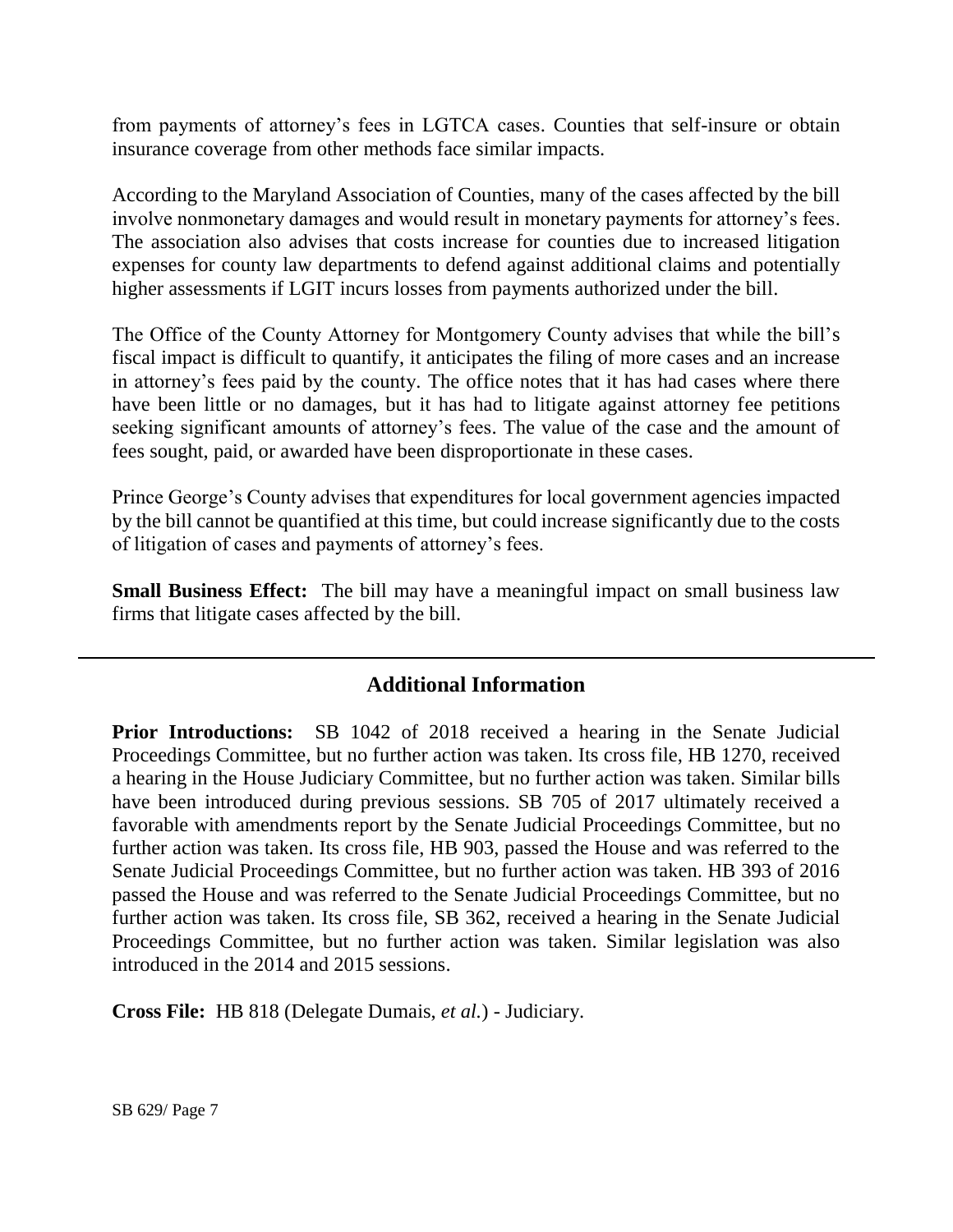from payments of attorney's fees in LGTCA cases. Counties that self-insure or obtain insurance coverage from other methods face similar impacts.

According to the Maryland Association of Counties, many of the cases affected by the bill involve nonmonetary damages and would result in monetary payments for attorney's fees. The association also advises that costs increase for counties due to increased litigation expenses for county law departments to defend against additional claims and potentially higher assessments if LGIT incurs losses from payments authorized under the bill.

The Office of the County Attorney for Montgomery County advises that while the bill's fiscal impact is difficult to quantify, it anticipates the filing of more cases and an increase in attorney's fees paid by the county. The office notes that it has had cases where there have been little or no damages, but it has had to litigate against attorney fee petitions seeking significant amounts of attorney's fees. The value of the case and the amount of fees sought, paid, or awarded have been disproportionate in these cases.

Prince George's County advises that expenditures for local government agencies impacted by the bill cannot be quantified at this time, but could increase significantly due to the costs of litigation of cases and payments of attorney's fees.

**Small Business Effect:** The bill may have a meaningful impact on small business law firms that litigate cases affected by the bill.

## Additional Information

**Prior Introductions:** SB 1042 of 2018 received a hearing in the Senate Judicial Proceedings Committee, but no further action was taken. Its cross file, HB 1270, received a hearing in the House Judiciary Committee, but no further action was taken. Similar bills have been introduced during previous sessions. SB 705 of 2017 ultimately received a favorable with amendments report by the Senate Judicial Proceedings Committee, but no further action was taken. Its cross file, HB 903, passed the House and was referred to the Senate Judicial Proceedings Committee, but no further action was taken. HB 393 of 2016 passed the House and was referred to the Senate Judicial Proceedings Committee, but no further action was taken. Its cross file, SB 362, received a hearing in the Senate Judicial Proceedings Committee, but no further action was taken. Similar legislation was also introduced in the 2014 and 2015 sessions.

**Cross File:** HB 818 (Delegate Dumais, *et al.*) - Judiciary.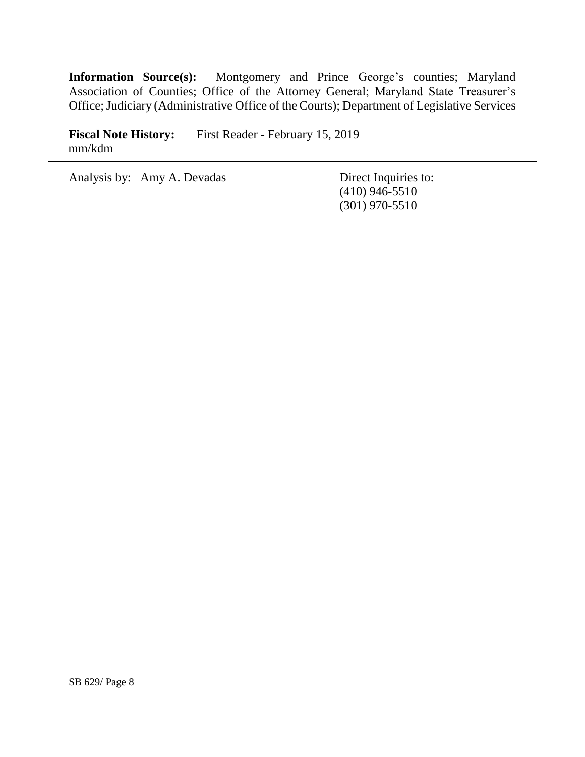**Information Source(s):** Montgomery and Prince George's counties; Maryland Association of Counties; Office of the Attorney General; Maryland State Treasurer's Office; Judiciary (Administrative Office of the Courts); Department of Legislative Services

**Fiscal Note History:** First Reader - February 15, 2019
mm/kdm

---

Analysis by: Amy A. Devadas

Direct Inquiries to:
(410) 946-5510
(301) 970-5510